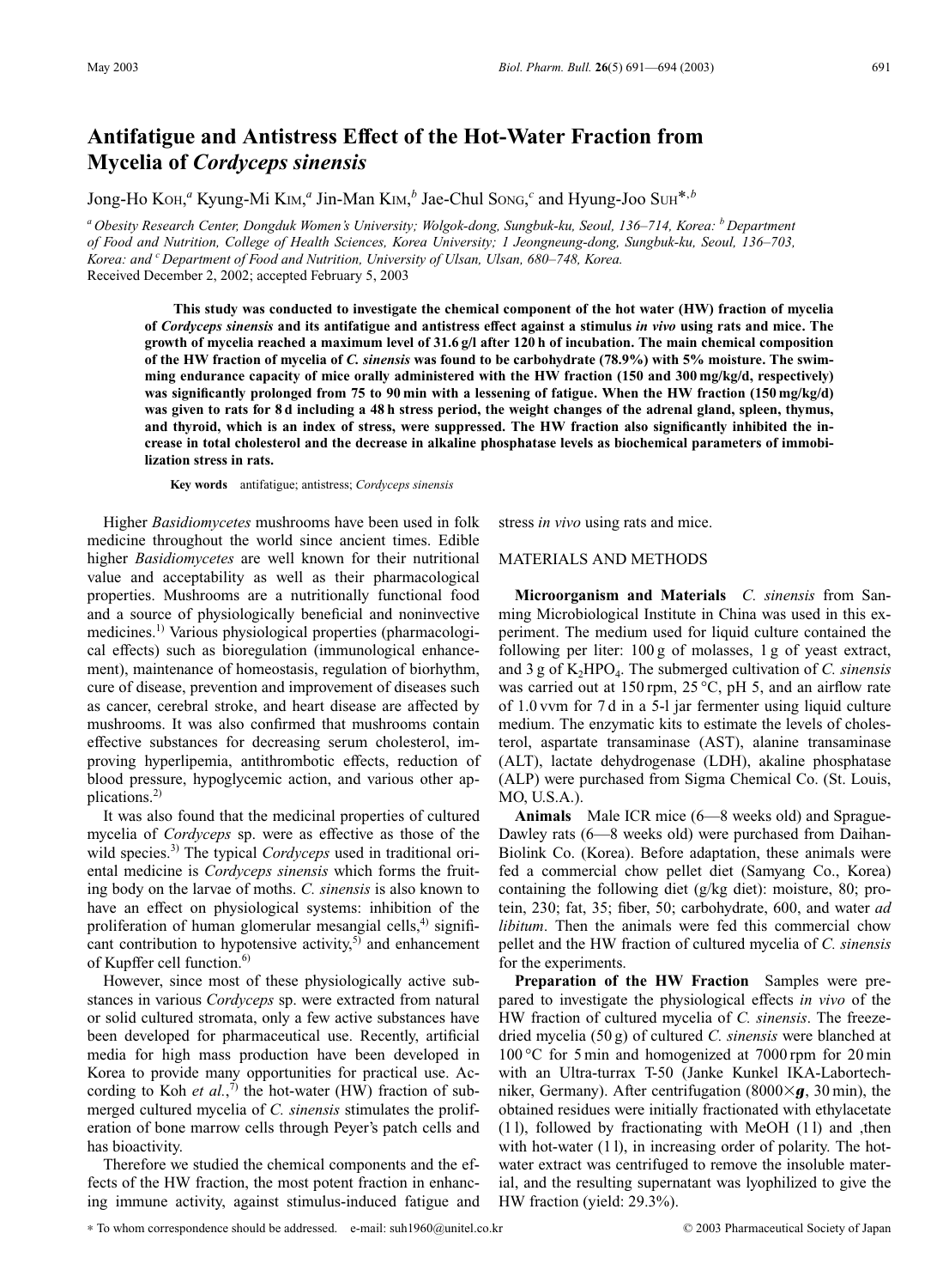# Antifatigue and Antistress Effect of the Hot-Water Fraction from Mycelia of *Cordyceps sinensis*

Jong-Ho KOH,[a] Kyung-Mi KIM,[a] Jin-Man KIM,[b] Jae-Chul SONG,[c] and Hyung-Joo SUH*,[b]

[a] Obesity Research Center, Dongduk Women's University; Wolgok-dong, Sungbuk-ku, Seoul, 136–714, Korea: [b] Department of Food and Nutrition, College of Health Sciences, Korea University; 1 Jeongneung-dong, Sungbuk-ku, Seoul, 136–703, Korea: and [c] Department of Food and Nutrition, University of Ulsan, Ulsan, 680–748, Korea.

Received December 2, 2002; accepted February 5, 2003

**This study was conducted to investigate the chemical component of the hot water (HW) fraction of mycelia of *Cordyceps sinensis* and its antifatigue and antistress effect against a stimulus *in vivo* using rats and mice. The growth of mycelia reached a maximum level of 31.6 g/l after 120 h of incubation. The main chemical composition of the HW fraction of mycelia of *C. sinensis* was found to be carbohydrate (78.9%) with 5% moisture. The swimming endurance capacity of mice orally administered with the HW fraction (150 and 300 mg/kg/d, respectively) was significantly prolonged from 75 to 90 min with a lessening of fatigue. When the HW fraction (150 mg/kg/d) was given to rats for 8 d including a 48 h stress period, the weight changes of the adrenal gland, spleen, thymus, and thyroid, which is an index of stress, were suppressed. The HW fraction also significantly inhibited the increase in total cholesterol and the decrease in alkaline phosphatase levels as biochemical parameters of immobilization stress in rats.**

**Key words** antifatigue; antistress; *Cordyceps sinensis*

Higher *Basidiomycetes* mushrooms have been used in folk medicine throughout the world since ancient times. Edible higher *Basidiomycetes* are well known for their nutritional value and acceptability as well as their pharmacological properties. Mushrooms are a nutritionally functional food and a source of physiologically beneficial and noninvective medicines.[1] Various physiological properties (pharmacological effects) such as bioregulation (immunological enhancement), maintenance of homeostasis, regulation of biorhythm, cure of disease, prevention and improvement of diseases such as cancer, cerebral stroke, and heart disease are affected by mushrooms. It was also confirmed that mushrooms contain effective substances for decreasing serum cholesterol, improving hyperlipemia, antithrombotic effects, reduction of blood pressure, hypoglycemic action, and various other applications.[2]

It was also found that the medicinal properties of cultured mycelia of *Cordyceps* sp. were as effective as those of the wild species.[3] The typical *Cordyceps* used in traditional oriental medicine is *Cordyceps sinensis* which forms the fruiting body on the larvae of moths. *C. sinensis* is also known to have an effect on physiological systems: inhibition of the proliferation of human glomerular mesangial cells,[4] significant contribution to hypotensive activity,[5] and enhancement of Kupffer cell function.[6]

However, since most of these physiologically active substances in various *Cordyceps* sp. were extracted from natural or solid cultured stromata, only a few active substances have been developed for pharmaceutical use. Recently, artificial media for high mass production have been developed in Korea to provide many opportunities for practical use. According to Koh *et al.*,[7] the hot-water (HW) fraction of submerged cultured mycelia of *C. sinensis* stimulates the proliferation of bone marrow cells through Peyer's patch cells and has bioactivity.

Therefore we studied the chemical components and the effects of the HW fraction, the most potent fraction in enhancing immune activity, against stimulus-induced fatigue and stress *in vivo* using rats and mice.

## MATERIALS AND METHODS

**Microorganism and Materials** *C. sinensis* from Sanming Microbiological Institute in China was used in this experiment. The medium used for liquid culture contained the following per liter: 100 g of molasses, 1 g of yeast extract, and 3 g of $K_2HPO_4$. The submerged cultivation of *C. sinensis* was carried out at 150 rpm, 25 °C, pH 5, and an airflow rate of 1.0 vvm for 7 d in a 5-l jar fermenter using liquid culture medium. The enzymatic kits to estimate the levels of cholesterol, aspartate transaminase (AST), alanine transaminase (ALT), lactate dehydrogenase (LDH), akaline phosphatase (ALP) were purchased from Sigma Chemical Co. (St. Louis, MO, U.S.A.).

**Animals** Male ICR mice (6—8 weeks old) and Sprague-Dawley rats (6—8 weeks old) were purchased from Daihan-Biolink Co. (Korea). Before adaptation, these animals were fed a commercial chow pellet diet (Samyang Co., Korea) containing the following diet (g/kg diet): moisture, 80; protein, 230; fat, 35; fiber, 50; carbohydrate, 600, and water *ad libitum*. Then the animals were fed this commercial chow pellet and the HW fraction of cultured mycelia of *C. sinensis* for the experiments.

**Preparation of the HW Fraction** Samples were prepared to investigate the physiological effects *in vivo* of the HW fraction of cultured mycelia of *C. sinensis*. The freeze-dried mycelia (50 g) of cultured *C. sinensis* were blanched at 100 °C for 5 min and homogenized at 7000 rpm for 20 min with an Ultra-turrax T-50 (Janke Kunkel IKA-Labortechniker, Germany). After centrifugation (8000×*g*, 30 min), the obtained residues were initially fractionated with ethylacetate (1 l), followed by fractionating with MeOH (1 l) and ,then with hot-water (1 l), in increasing order of polarity. The hot-water extract was centrifuged to remove the insoluble material, and the resulting supernatant was lyophilized to give the HW fraction (yield: 29.3%).

* To whom correspondence should be addressed. e-mail: suh1960@unitel.co.kr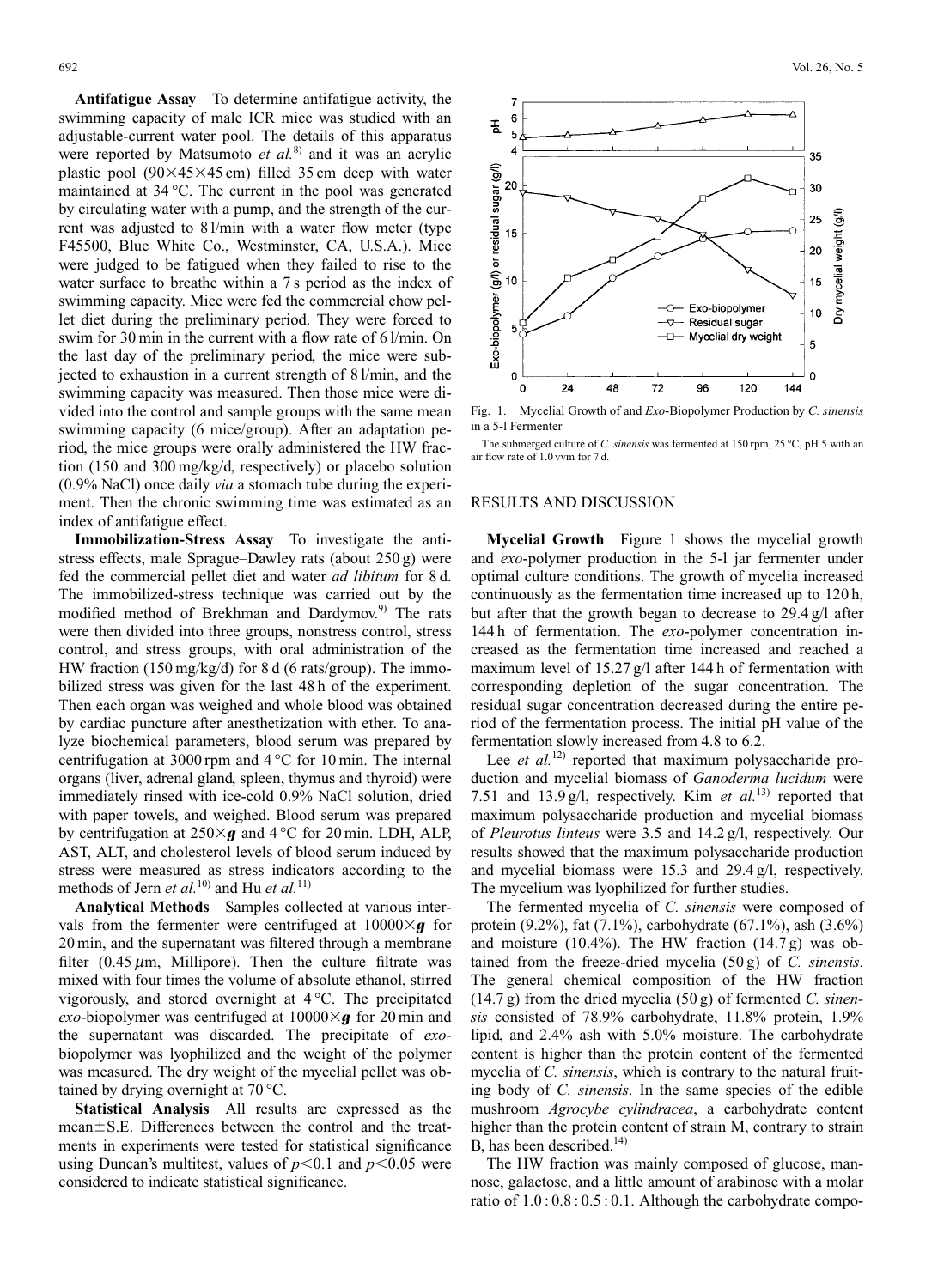**Antifatigue Assay** To determine antifatigue activity, the swimming capacity of male ICR mice was studied with an adjustable-current water pool. The details of this apparatus were reported by Matsumoto *et al.*[8] and it was an acrylic plastic pool (90×45×45 cm) filled 35 cm deep with water maintained at 34 °C. The current in the pool was generated by circulating water with a pump, and the strength of the current was adjusted to 8 l/min with a water flow meter (type F45500, Blue White Co., Westminster, CA, U.S.A.). Mice were judged to be fatigued when they failed to rise to the water surface to breathe within a 7 s period as the index of swimming capacity. Mice were fed the commercial chow pellet diet during the preliminary period. They were forced to swim for 30 min in the current with a flow rate of 6 l/min. On the last day of the preliminary period, the mice were subjected to exhaustion in a current strength of 8 l/min, and the swimming capacity was measured. Then those mice were divided into the control and sample groups with the same mean swimming capacity (6 mice/group). After an adaptation period, the mice groups were orally administered the HW fraction (150 and 300 mg/kg/d, respectively) or placebo solution (0.9% NaCl) once daily *via* a stomach tube during the experiment. Then the chronic swimming time was estimated as an index of antifatigue effect.

**Immobilization-Stress Assay** To investigate the antistress effects, male Sprague–Dawley rats (about 250 g) were fed the commercial pellet diet and water *ad libitum* for 8 d. The immobilized-stress technique was carried out by the modified method of Brekhman and Dardymov.[9] The rats were then divided into three groups, nonstress control, stress control, and stress groups, with oral administration of the HW fraction (150 mg/kg/d) for 8 d (6 rats/group). The immobilized stress was given for the last 48 h of the experiment. Then each organ was weighed and whole blood was obtained by cardiac puncture after anesthetization with ether. To analyze biochemical parameters, blood serum was prepared by centrifugation at 3000 rpm and 4 °C for 10 min. The internal organs (liver, adrenal gland, spleen, thymus and thyroid) were immediately rinsed with ice-cold 0.9% NaCl solution, dried with paper towels, and weighed. Blood serum was prepared by centrifugation at 250×*g* and 4 °C for 20 min. LDH, ALP, AST, ALT, and cholesterol levels of blood serum induced by stress were measured as stress indicators according to the methods of Jern *et al.*[10] and Hu *et al.*[11]

**Analytical Methods** Samples collected at various intervals from the fermenter were centrifuged at 10000×*g* for 20 min, and the supernatant was filtered through a membrane filter (0.45 μm, Millipore). Then the culture filtrate was mixed with four times the volume of absolute ethanol, stirred vigorously, and stored overnight at 4 °C. The precipitated *exo*-biopolymer was centrifuged at 10000×*g* for 20 min and the supernatant was discarded. The precipitate of *exo*-biopolymer was lyophilized and the weight of the polymer was measured. The dry weight of the mycelial pellet was obtained by drying overnight at 70 °C.

**Statistical Analysis** All results are expressed as the mean±S.E. Differences between the control and the treatments in experiments were tested for statistical significance using Duncan's multitest, values of $p<0.1$ and $p<0.05$ were considered to indicate statistical significance.

Fig. 1. Mycelial Growth of and *Exo*-Biopolymer Production by *C. sinensis* in a 5-l Fermenter

The submerged culture of *C. sinensis* was fermented at 150 rpm, 25 °C, pH 5 with an air flow rate of 1.0 vvm for 7 d.

## RESULTS AND DISCUSSION

**Mycelial Growth** Figure 1 shows the mycelial growth and *exo*-polymer production in the 5-l jar fermenter under optimal culture conditions. The growth of mycelia increased continuously as the fermentation time increased up to 120 h, but after that the growth began to decrease to 29.4 g/l after 144 h of fermentation. The *exo*-polymer concentration increased as the fermentation time increased and reached a maximum level of 15.27 g/l after 144 h of fermentation with corresponding depletion of the sugar concentration. The residual sugar concentration decreased during the entire period of the fermentation process. The initial pH value of the fermentation slowly increased from 4.8 to 6.2.

Lee *et al.*[12] reported that maximum polysaccharide production and mycelial biomass of *Ganoderma lucidum* were 7.51 and 13.9 g/l, respectively. Kim *et al.*[13] reported that maximum polysaccharide production and mycelial biomass of *Pleurotus linteus* were 3.5 and 14.2 g/l, respectively. Our results showed that the maximum polysaccharide production and mycelial biomass were 15.3 and 29.4 g/l, respectively. The mycelium was lyophilized for further studies.

The fermented mycelia of *C. sinensis* were composed of protein (9.2%), fat (7.1%), carbohydrate (67.1%), ash (3.6%) and moisture (10.4%). The HW fraction (14.7 g) was obtained from the freeze-dried mycelia (50 g) of *C. sinensis*. The general chemical composition of the HW fraction (14.7 g) from the dried mycelia (50 g) of fermented *C. sinensis* consisted of 78.9% carbohydrate, 11.8% protein, 1.9% lipid, and 2.4% ash with 5.0% moisture. The carbohydrate content is higher than the protein content of the fermented mycelia of *C. sinensis*, which is contrary to the natural fruiting body of *C. sinensis*. In the same species of the edible mushroom *Agrocybe cylindracea*, a carbohydrate content higher than the protein content of strain M, contrary to strain B, has been described.[14]

The HW fraction was mainly composed of glucose, mannose, galactose, and a little amount of arabinose with a molar ratio of 1.0 : 0.8 : 0.5 : 0.1. Although the carbohydrate compo-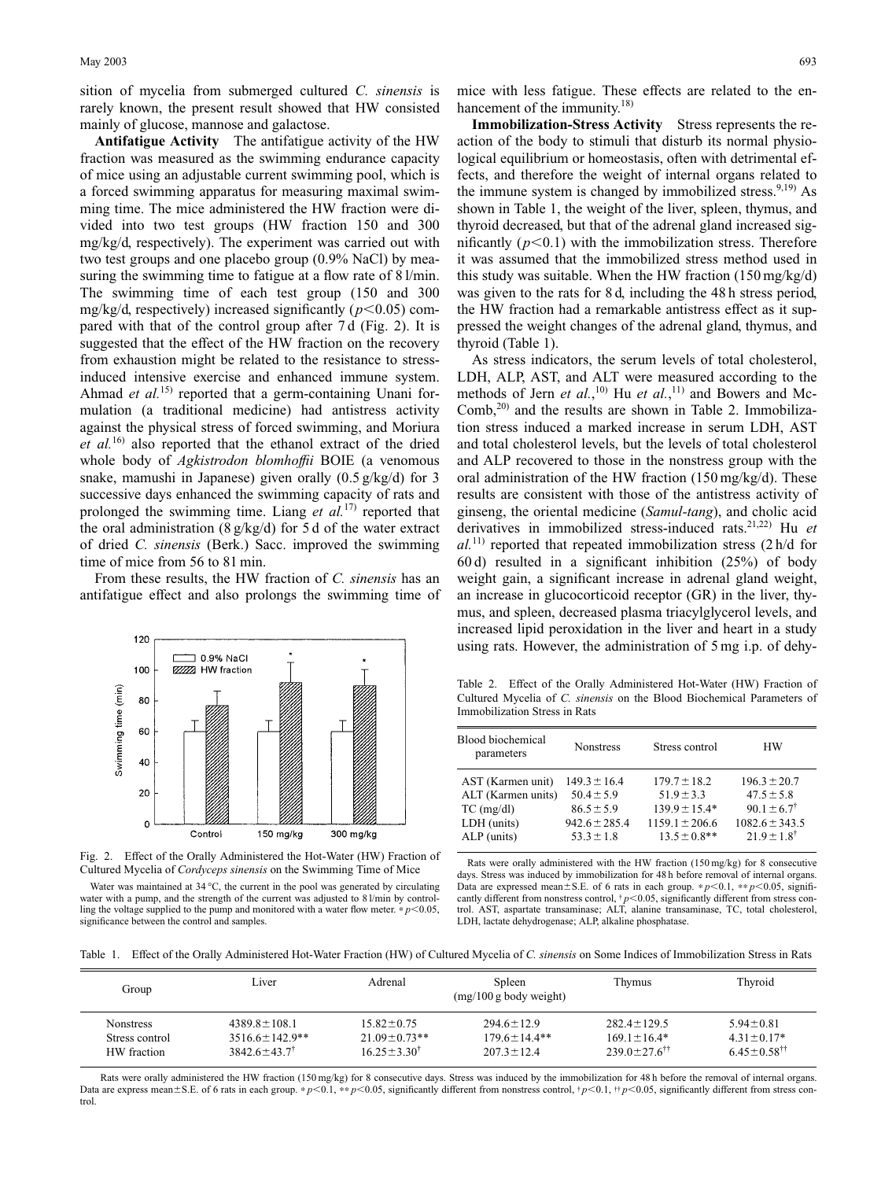sition of mycelia from submerged cultured *C. sinensis* is rarely known, the present result showed that HW consisted mainly of glucose, mannose and galactose.

**Antifatigue Activity** The antifatigue activity of the HW fraction was measured as the swimming endurance capacity of mice using an adjustable current swimming pool, which is a forced swimming apparatus for measuring maximal swimming time. The mice administered the HW fraction were divided into two test groups (HW fraction 150 and 300 mg/kg/d, respectively). The experiment was carried out with two test groups and one placebo group (0.9% NaCl) by measuring the swimming time to fatigue at a flow rate of 8 l/min. The swimming time of each test group (150 and 300 mg/kg/d, respectively) increased significantly ($p<0.05$) compared with that of the control group after 7 d (Fig. 2). It is suggested that the effect of the HW fraction on the recovery from exhaustion might be related to the resistance to stress-induced intensive exercise and enhanced immune system. Ahmad *et al.*[15] reported that a germ-containing Unani formulation (a traditional medicine) had antistress activity against the physical stress of forced swimming, and Moriura *et al.*[16] also reported that the ethanol extract of the dried whole body of *Agkistrodon blomhoffii* BOIE (a venomous snake, mamushi in Japanese) given orally (0.5 g/kg/d) for 3 successive days enhanced the swimming capacity of rats and prolonged the swimming time. Liang *et al.*[17] reported that the oral administration (8 g/kg/d) for 5 d of the water extract of dried *C. sinensis* (Berk.) Sacc. improved the swimming time of mice from 56 to 81 min.

From these results, the HW fraction of *C. sinensis* has an antifatigue effect and also prolongs the swimming time of mice with less fatigue. These effects are related to the enhancement of the immunity.[18]

Fig. 2. Effect of the Orally Administered the Hot-Water (HW) Fraction of Cultured Mycelia of *Cordyceps sinensis* on the Swimming Time of Mice

Water was maintained at 34 °C, the current in the pool was generated by circulating water with a pump, and the strength of the current was adjusted to 8 l/min by controlling the voltage supplied to the pump and monitored with a water flow meter. $*p<0.05$, significance between the control and samples.

**Immobilization-Stress Activity** Stress represents the reaction of the body to stimuli that disturb its normal physiological equilibrium or homeostasis, often with detrimental effects, and therefore the weight of internal organs related to the immune system is changed by immobilized stress.[9,19] As shown in Table 1, the weight of the liver, spleen, thymus, and thyroid decreased, but that of the adrenal gland increased significantly ($p<0.1$) with the immobilization stress. Therefore it was assumed that the immobilized stress method used in this study was suitable. When the HW fraction (150 mg/kg/d) was given to the rats for 8 d, including the 48 h stress period, the HW fraction had a remarkable antistress effect as it suppressed the weight changes of the adrenal gland, thymus, and thyroid (Table 1).

As stress indicators, the serum levels of total cholesterol, LDH, ALP, AST, and ALT were measured according to the methods of Jern *et al.*,[10] Hu *et al.*,[11] and Bowers and McComb,[20] and the results are shown in Table 2. Immobilization stress induced a marked increase in serum LDH, AST and total cholesterol levels, but the levels of total cholesterol and ALP recovered to those in the nonstress group with the oral administration of the HW fraction (150 mg/kg/d). These results are consistent with those of the antistress activity of ginseng, the oriental medicine (*Samul-tang*), and cholic acid derivatives in immobilized stress-induced rats.[21,22] Hu *et al.*[11] reported that repeated immobilization stress (2 h/d for 60 d) resulted in a significant inhibition (25%) of body weight gain, a significant increase in adrenal gland weight, an increase in glucocorticoid receptor (GR) in the liver, thymus, and spleen, decreased plasma triacylglycerol levels, and increased lipid peroxidation in the liver and heart in a study using rats. However, the administration of 5 mg i.p. of dehy-

Table 2. Effect of the Orally Administered Hot-Water (HW) Fraction of Cultured Mycelia of *C. sinensis* on the Blood Biochemical Parameters of Immobilization Stress in Rats

| Blood biochemical parameters | Nonstress | Stress control | HW |
|---|---|---|---|
| AST (Karmen unit) | 149.3 ± 16.4 | 179.7 ± 18.2 | 196.3 ± 20.7 |
| ALT (Karmen units) | 50.4 ± 5.9 | 51.9 ± 3.3 | 47.5 ± 5.8 |
| TC (mg/dl) | 86.5 ± 5.9 | 139.9 ± 15.4* | 90.1 ± 6.7† |
| LDH (units) | 942.6 ± 285.4 | 1159.1 ± 206.6 | 1082.6 ± 343.5 |
| ALP (units) | 53.3 ± 1.8 | 13.5 ± 0.8** | 21.9 ± 1.8† |

Rats were orally administered with the HW fraction (150 mg/kg) for 8 consecutive days. Stress was induced by immobilization for 48 h before removal of internal organs. Data are expressed mean±S.E. of 6 rats in each group. $*p<0.1$, $**p<0.05$, significantly different from nonstress control, $^{\dagger}p<0.05$, significantly different from stress control. AST, aspartate transaminase; ALT, alanine transaminase; TC, total cholesterol, LDH, lactate dehydrogenase; ALP, alkaline phosphatase.

Table 1. Effect of the Orally Administered Hot-Water Fraction (HW) of Cultured Mycelia of *C. sinensis* on Some Indices of Immobilization Stress in Rats

| Group | Liver | Adrenal | Spleen (mg/100 g body weight) | Thymus | Thyroid |
|---|---|---|---|---|---|
| Nonstress | 4389.8 ± 108.1 | 15.82 ± 0.75 | 294.6 ± 12.9 | 282.4 ± 129.5 | 5.94 ± 0.81 |
| Stress control | 3516.6 ± 142.9** | 21.09 ± 0.73** | 179.6 ± 14.4** | 169.1 ± 16.4* | 4.31 ± 0.17* |
| HW fraction | 3842.6 ± 43.7† | 16.25 ± 3.30† | 207.3 ± 12.4 | 239.0 ± 27.6†† | 6.45 ± 0.58†† |

Rats were orally administered the HW fraction (150 mg/kg) for 8 consecutive days. Stress was induced by the immobilization for 48 h before the removal of internal organs. Data are express mean±S.E. of 6 rats in each group. $*p<0.1$, $**p<0.05$, significantly different from nonstress control, $^{\dagger}p<0.1$, $^{\dagger\dagger}p<0.05$, significantly different from stress control.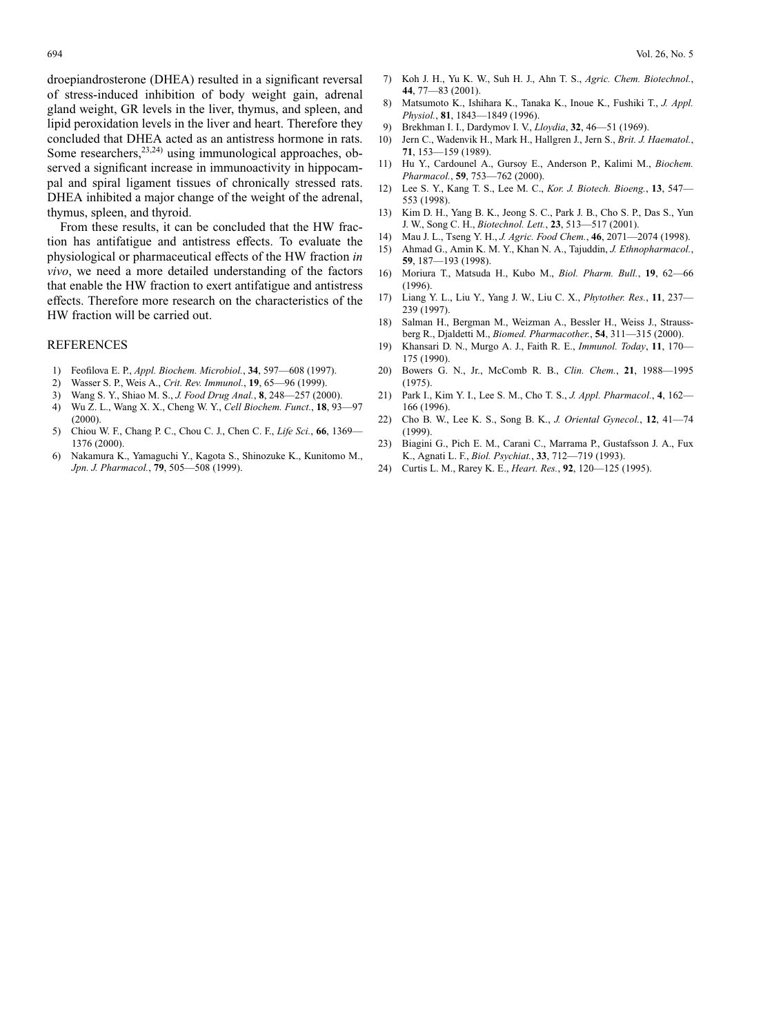droepiandrosterone (DHEA) resulted in a significant reversal of stress-induced inhibition of body weight gain, adrenal gland weight, GR levels in the liver, thymus, and spleen, and lipid peroxidation levels in the liver and heart. Therefore they concluded that DHEA acted as an antistress hormone in rats. Some researchers,[23,24] using immunological approaches, observed a significant increase in immunoactivity in hippocampal and spiral ligament tissues of chronically stressed rats. DHEA inhibited a major change of the weight of the adrenal, thymus, spleen, and thyroid.

From these results, it can be concluded that the HW fraction has antifatigue and antistress effects. To evaluate the physiological or pharmaceutical effects of the HW fraction *in vivo*, we need a more detailed understanding of the factors that enable the HW fraction to exert antifatigue and antistress effects. Therefore more research on the characteristics of the HW fraction will be carried out.

## REFERENCES

1) Feofilova E. P., *Appl. Biochem. Microbiol.*, **34**, 597—608 (1997).
2) Wasser S. P., Weis A., *Crit. Rev. Immunol.*, **19**, 65—96 (1999).
3) Wang S. Y., Shiao M. S., *J. Food Drug Anal.*, **8**, 248—257 (2000).
4) Wu Z. L., Wang X. X., Cheng W. Y., *Cell Biochem. Funct.*, **18**, 93—97 (2000).
5) Chiou W. F., Chang P. C., Chou C. J., Chen C. F., *Life Sci.*, **66**, 1369—1376 (2000).
6) Nakamura K., Yamaguchi Y., Kagota S., Shinozuke K., Kunitomo M., *Jpn. J. Pharmacol.*, **79**, 505—508 (1999).
7) Koh J. H., Yu K. W., Suh H. J., Ahn T. S., *Agric. Chem. Biotechnol.*, **44**, 77—83 (2001).
8) Matsumoto K., Ishihara K., Tanaka K., Inoue K., Fushiki T., *J. Appl. Physiol.*, **81**, 1843—1849 (1996).
9) Brekhman I. I., Dardymov I. V., *Lloydia*, **32**, 46—51 (1969).
10) Jern C., Wadenvik H., Mark H., Hallgren J., Jern S., *Brit. J. Haematol.*, **71**, 153—159 (1989).
11) Hu Y., Cardounel A., Gursoy E., Anderson P., Kalimi M., *Biochem. Pharmacol.*, **59**, 753—762 (2000).
12) Lee S. Y., Kang T. S., Lee M. C., *Kor. J. Biotech. Bioeng.*, **13**, 547—553 (1998).
13) Kim D. H., Yang B. K., Jeong S. C., Park J. B., Cho S. P., Das S., Yun J. W., Song C. H., *Biotechnol. Lett.*, **23**, 513—517 (2001).
14) Mau J. L., Tseng Y. H., *J. Agric. Food Chem.*, **46**, 2071—2074 (1998).
15) Ahmad G., Amin K. M. Y., Khan N. A., Tajuddin, *J. Ethnopharmacol.*, **59**, 187—193 (1998).
16) Moriura T., Matsuda H., Kubo M., *Biol. Pharm. Bull.*, **19**, 62—66 (1996).
17) Liang Y. L., Liu Y., Yang J. W., Liu C. X., *Phytother. Res.*, **11**, 237—239 (1997).
18) Salman H., Bergman M., Weizman A., Bessler H., Weiss J., Straussberg R., Djaldetti M., *Biomed. Pharmacother.*, **54**, 311—315 (2000).
19) Khansari D. N., Murgo A. J., Faith R. E., *Immunol. Today*, **11**, 170—175 (1990).
20) Bowers G. N., Jr., McComb R. B., *Clin. Chem.*, **21**, 1988—1995 (1975).
21) Park I., Kim Y. I., Lee S. M., Cho T. S., *J. Appl. Pharmacol.*, **4**, 162—166 (1996).
22) Cho B. W., Lee K. S., Song B. K., *J. Oriental Gynecol.*, **12**, 41—74 (1999).
23) Biagini G., Pich E. M., Carani C., Marrama P., Gustafsson J. A., Fux K., Agnati L. F., *Biol. Psychiat.*, **33**, 712—719 (1993).
24) Curtis L. M., Rarey K. E., *Heart. Res.*, **92**, 120—125 (1995).